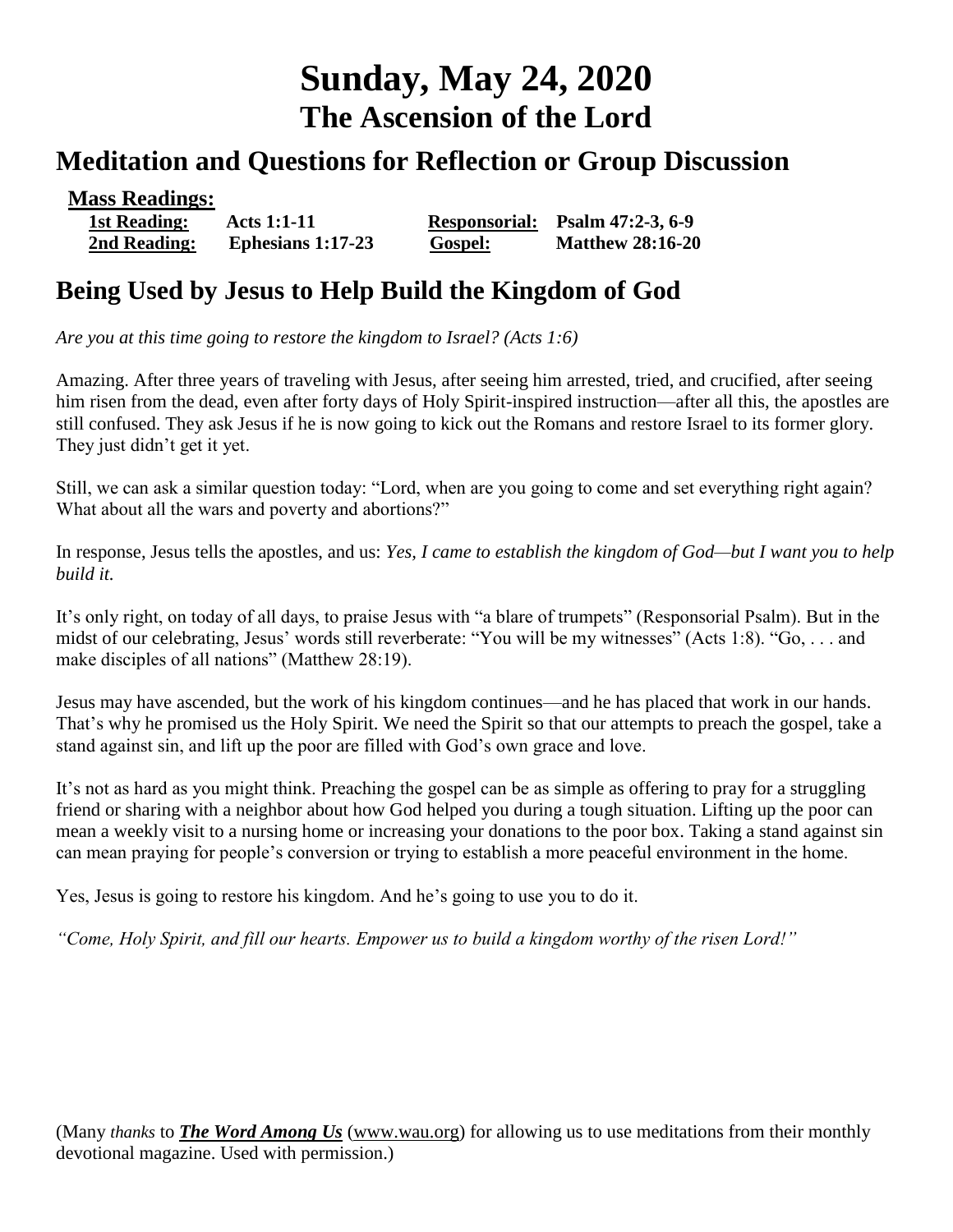# Sunday, May 24, 2020
## The Ascension of the Lord

## Meditation and Questions for Reflection or Group Discussion

**Mass Readings:**

| | | | |
|---|---|---|---|
| **1st Reading:** | **Acts 1:1-11** | **Responsorial:** | **Psalm 47:2-3, 6-9** |
| **2nd Reading:** | **Ephesians 1:17-23** | **Gospel:** | **Matthew 28:16-20** |

## Being Used by Jesus to Help Build the Kingdom of God

*Are you at this time going to restore the kingdom to Israel? (Acts 1:6)*

Amazing. After three years of traveling with Jesus, after seeing him arrested, tried, and crucified, after seeing him risen from the dead, even after forty days of Holy Spirit-inspired instruction—after all this, the apostles are still confused. They ask Jesus if he is now going to kick out the Romans and restore Israel to its former glory. They just didn't get it yet.

Still, we can ask a similar question today: "Lord, when are you going to come and set everything right again? What about all the wars and poverty and abortions?"

In response, Jesus tells the apostles, and us: *Yes, I came to establish the kingdom of God—but I want you to help build it.*

It's only right, on today of all days, to praise Jesus with "a blare of trumpets" (Responsorial Psalm). But in the midst of our celebrating, Jesus' words still reverberate: "You will be my witnesses" (Acts 1:8). "Go, . . . and make disciples of all nations" (Matthew 28:19).

Jesus may have ascended, but the work of his kingdom continues—and he has placed that work in our hands. That's why he promised us the Holy Spirit. We need the Spirit so that our attempts to preach the gospel, take a stand against sin, and lift up the poor are filled with God's own grace and love.

It's not as hard as you might think. Preaching the gospel can be as simple as offering to pray for a struggling friend or sharing with a neighbor about how God helped you during a tough situation. Lifting up the poor can mean a weekly visit to a nursing home or increasing your donations to the poor box. Taking a stand against sin can mean praying for people's conversion or trying to establish a more peaceful environment in the home.

Yes, Jesus is going to restore his kingdom. And he's going to use you to do it.

*"Come, Holy Spirit, and fill our hearts. Empower us to build a kingdom worthy of the risen Lord!"*

(Many *thanks* to ***The Word Among Us*** (www.wau.org) for allowing us to use meditations from their monthly devotional magazine. Used with permission.)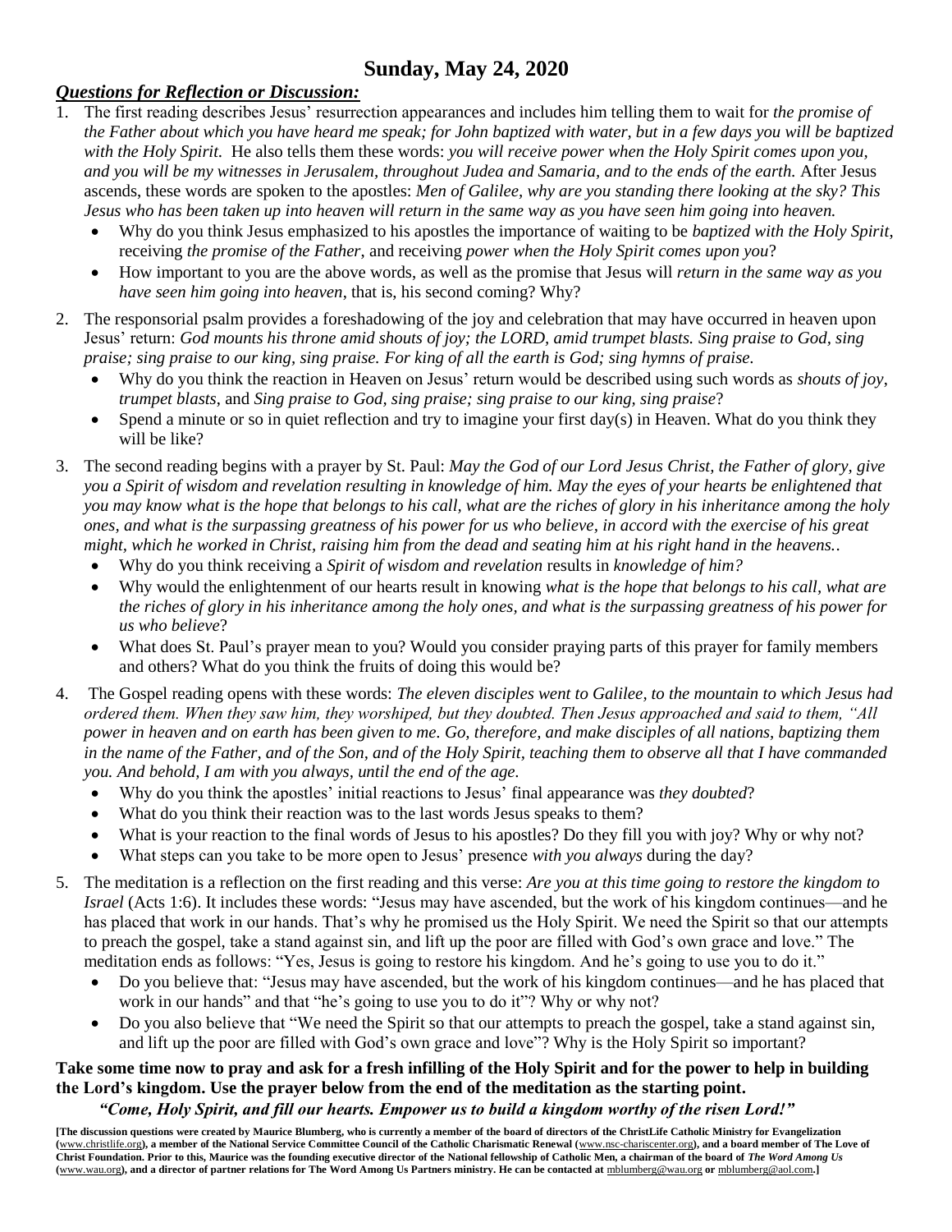# Sunday, May 24, 2020

***Questions for Reflection or Discussion:***

1. The first reading describes Jesus' resurrection appearances and includes him telling them to wait for *the promise of the Father about which you have heard me speak; for John baptized with water, but in a few days you will be baptized with the Holy Spirit.* He also tells them these words: *you will receive power when the Holy Spirit comes upon you, and you will be my witnesses in Jerusalem, throughout Judea and Samaria, and to the ends of the earth.* After Jesus ascends, these words are spoken to the apostles: *Men of Galilee, why are you standing there looking at the sky? This Jesus who has been taken up into heaven will return in the same way as you have seen him going into heaven.*
   - Why do you think Jesus emphasized to his apostles the importance of waiting to be *baptized with the Holy Spirit*, receiving *the promise of the Father*, and receiving *power when the Holy Spirit comes upon you*?
   - How important to you are the above words, as well as the promise that Jesus will *return in the same way as you have seen him going into heaven*, that is, his second coming? Why?

2. The responsorial psalm provides a foreshadowing of the joy and celebration that may have occurred in heaven upon Jesus' return: *God mounts his throne amid shouts of joy; the LORD, amid trumpet blasts. Sing praise to God, sing praise; sing praise to our king, sing praise. For king of all the earth is God; sing hymns of praise.*
   - Why do you think the reaction in Heaven on Jesus' return would be described using such words as *shouts of joy*, *trumpet blasts*, and *Sing praise to God, sing praise; sing praise to our king, sing praise*?
   - Spend a minute or so in quiet reflection and try to imagine your first day(s) in Heaven. What do you think they will be like?

3. The second reading begins with a prayer by St. Paul: *May the God of our Lord Jesus Christ, the Father of glory, give you a Spirit of wisdom and revelation resulting in knowledge of him. May the eyes of your hearts be enlightened that you may know what is the hope that belongs to his call, what are the riches of glory in his inheritance among the holy ones, and what is the surpassing greatness of his power for us who believe, in accord with the exercise of his great might, which he worked in Christ, raising him from the dead and seating him at his right hand in the heavens..*
   - Why do you think receiving a *Spirit of wisdom and revelation* results in *knowledge of him?*
   - Why would the enlightenment of our hearts result in knowing *what is the hope that belongs to his call, what are the riches of glory in his inheritance among the holy ones, and what is the surpassing greatness of his power for us who believe*?
   - What does St. Paul's prayer mean to you? Would you consider praying parts of this prayer for family members and others? What do you think the fruits of doing this would be?

4. The Gospel reading opens with these words: *The eleven disciples went to Galilee, to the mountain to which Jesus had ordered them. When they saw him, they worshiped, but they doubted. Then Jesus approached and said to them, "All power in heaven and on earth has been given to me. Go, therefore, and make disciples of all nations, baptizing them in the name of the Father, and of the Son, and of the Holy Spirit, teaching them to observe all that I have commanded you. And behold, I am with you always, until the end of the age.*
   - Why do you think the apostles' initial reactions to Jesus' final appearance was *they doubted*?
   - What do you think their reaction was to the last words Jesus speaks to them?
   - What is your reaction to the final words of Jesus to his apostles? Do they fill you with joy? Why or why not?
   - What steps can you take to be more open to Jesus' presence *with you always* during the day?

5. The meditation is a reflection on the first reading and this verse: *Are you at this time going to restore the kingdom to Israel* (Acts 1:6). It includes these words: "Jesus may have ascended, but the work of his kingdom continues—and he has placed that work in our hands. That's why he promised us the Holy Spirit. We need the Spirit so that our attempts to preach the gospel, take a stand against sin, and lift up the poor are filled with God's own grace and love." The meditation ends as follows: "Yes, Jesus is going to restore his kingdom. And he's going to use you to do it."
   - Do you believe that: "Jesus may have ascended, but the work of his kingdom continues—and he has placed that work in our hands" and that "he's going to use you to do it"? Why or why not?
   - Do you also believe that "We need the Spirit so that our attempts to preach the gospel, take a stand against sin, and lift up the poor are filled with God's own grace and love"? Why is the Holy Spirit so important?

**Take some time now to pray and ask for a fresh infilling of the Holy Spirit and for the power to help in building the Lord's kingdom. Use the prayer below from the end of the meditation as the starting point.**

***"Come, Holy Spirit, and fill our hearts. Empower us to build a kingdom worthy of the risen Lord!"***

**[The discussion questions were created by Maurice Blumberg, who is currently a member of the board of directors of the ChristLife Catholic Ministry for Evangelization (www.christlife.org), a member of the National Service Committee Council of the Catholic Charismatic Renewal (www.nsc-chariscenter.org), and a board member of The Love of Christ Foundation. Prior to this, Maurice was the founding executive director of the National fellowship of Catholic Men, a chairman of the board of *The Word Among Us* (www.wau.org), and a director of partner relations for The Word Among Us Partners ministry. He can be contacted at mblumberg@wau.org or mblumberg@aol.com.]**